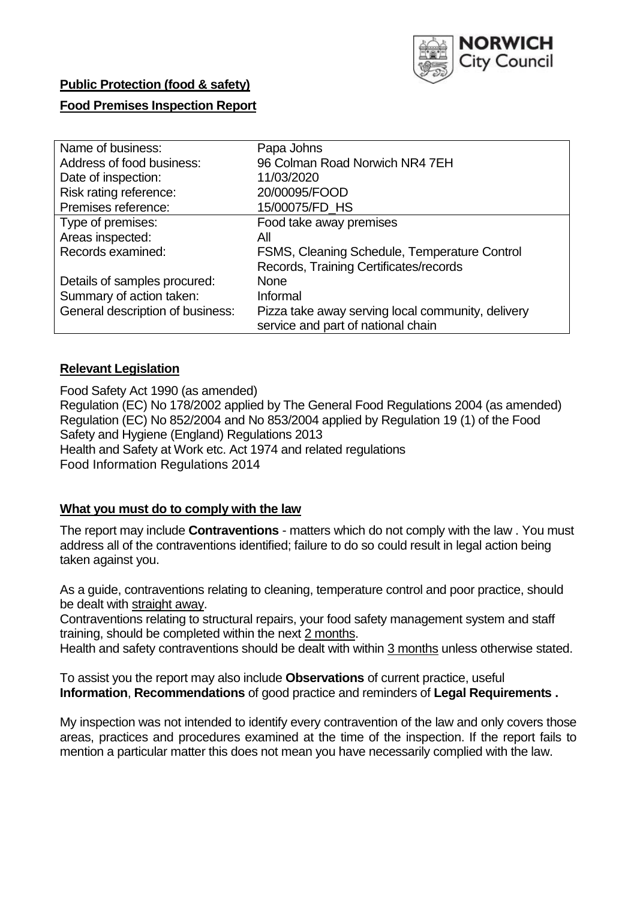**Public Protection (food & safety)**

**Food Premises Inspection Report**

| Name of business: | Papa Johns |
|---|---|
| Address of food business: | 96 Colman Road Norwich NR4 7EH |
| Date of inspection: | 11/03/2020 |
| Risk rating reference: | 20/00095/FOOD |
| Premises reference: | 15/00075/FD_HS |
| Type of premises: | Food take away premises |
| Areas inspected: | All |
| Records examined: | FSMS, Cleaning Schedule, Temperature Control Records, Training Certificates/records |
| Details of samples procured: | None |
| Summary of action taken: | Informal |
| General description of business: | Pizza take away serving local community, delivery service and part of national chain |

## **Relevant Legislation**

Food Safety Act 1990 (as amended)
Regulation (EC) No 178/2002 applied by The General Food Regulations 2004 (as amended)
Regulation (EC) No 852/2004 and No 853/2004 applied by Regulation 19 (1) of the Food Safety and Hygiene (England) Regulations 2013
Health and Safety at Work etc. Act 1974 and related regulations
Food Information Regulations 2014

## **What you must do to comply with the law**

The report may include **Contraventions** - matters which do not comply with the law . You must address all of the contraventions identified; failure to do so could result in legal action being taken against you.

As a guide, contraventions relating to cleaning, temperature control and poor practice, should be dealt with straight away.
Contraventions relating to structural repairs, your food safety management system and staff training, should be completed within the next 2 months.
Health and safety contraventions should be dealt with within 3 months unless otherwise stated.

To assist you the report may also include **Observations** of current practice, useful **Information**, **Recommendations** of good practice and reminders of **Legal Requirements .**

My inspection was not intended to identify every contravention of the law and only covers those areas, practices and procedures examined at the time of the inspection. If the report fails to mention a particular matter this does not mean you have necessarily complied with the law.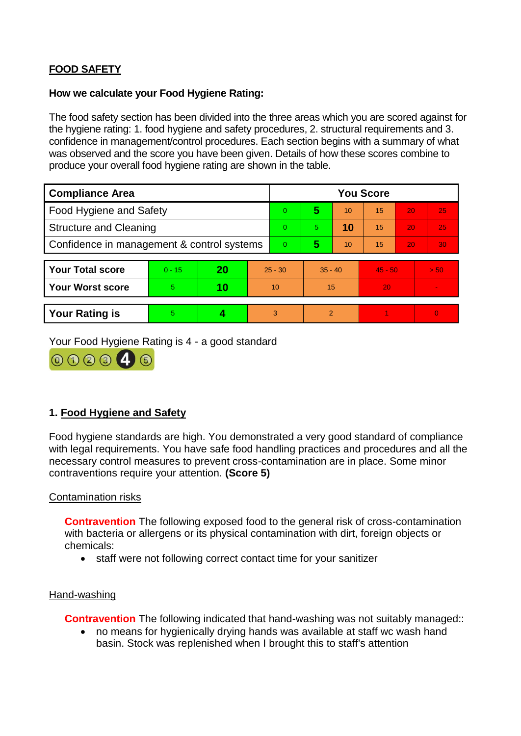## FOOD SAFETY

**How we calculate your Food Hygiene Rating:**

The food safety section has been divided into the three areas which you are scored against for the hygiene rating: 1. food hygiene and safety procedures, 2. structural requirements and 3. confidence in management/control procedures. Each section begins with a summary of what was observed and the score you have been given. Details of how these scores combine to produce your overall food hygiene rating are shown in the table.

| Compliance Area | You Score | | | | | |
|---|---|---|---|---|---|---|
| Food Hygiene and Safety | 0 | **5** | 10 | 15 | 20 | 25 |
| Structure and Cleaning | 0 | 5 | **10** | 15 | 20 | 25 |
| Confidence in management & control systems | 0 | **5** | 10 | 15 | 20 | 30 |

| | | | | | | |
|---|---|---|---|---|---|---|
| **Your Total score** | 0 - 15 | **20** | 25 - 30 | 35 - 40 | 45 - 50 | > 50 |
| **Your Worst score** | 5 | **10** | 10 | 15 | 20 | - |

| | | | | | | |
|---|---|---|---|---|---|---|
| **Your Rating is** | 5 | **4** | 3 | 2 | 1 | 0 |

Your Food Hygiene Rating is 4 - a good standard

### 1. Food Hygiene and Safety

Food hygiene standards are high. You demonstrated a very good standard of compliance with legal requirements. You have safe food handling practices and procedures and all the necessary control measures to prevent cross-contamination are in place. Some minor contraventions require your attention. **(Score 5)**

Contamination risks

**Contravention** The following exposed food to the general risk of cross-contamination with bacteria or allergens or its physical contamination with dirt, foreign objects or chemicals:

- staff were not following correct contact time for your sanitizer

Hand-washing

**Contravention** The following indicated that hand-washing was not suitably managed::

- no means for hygienically drying hands was available at staff wc wash hand basin. Stock was replenished when I brought this to staff's attention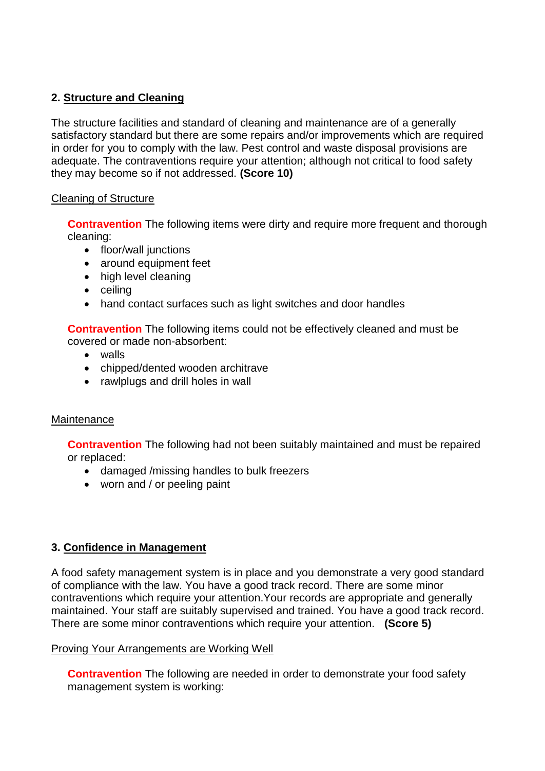## 2. Structure and Cleaning

The structure facilities and standard of cleaning and maintenance are of a generally satisfactory standard but there are some repairs and/or improvements which are required in order for you to comply with the law. Pest control and waste disposal provisions are adequate. The contraventions require your attention; although not critical to food safety they may become so if not addressed. **(Score 10)**

Cleaning of Structure

**Contravention** The following items were dirty and require more frequent and thorough cleaning:

- floor/wall junctions
- around equipment feet
- high level cleaning
- ceiling
- hand contact surfaces such as light switches and door handles

**Contravention** The following items could not be effectively cleaned and must be covered or made non-absorbent:

- walls
- chipped/dented wooden architrave
- rawlplugs and drill holes in wall

Maintenance

**Contravention** The following had not been suitably maintained and must be repaired or replaced:

- damaged /missing handles to bulk freezers
- worn and / or peeling paint

## 3. Confidence in Management

A food safety management system is in place and you demonstrate a very good standard of compliance with the law. You have a good track record. There are some minor contraventions which require your attention.Your records are appropriate and generally maintained. Your staff are suitably supervised and trained. You have a good track record. There are some minor contraventions which require your attention. **(Score 5)**

Proving Your Arrangements are Working Well

**Contravention** The following are needed in order to demonstrate your food safety management system is working: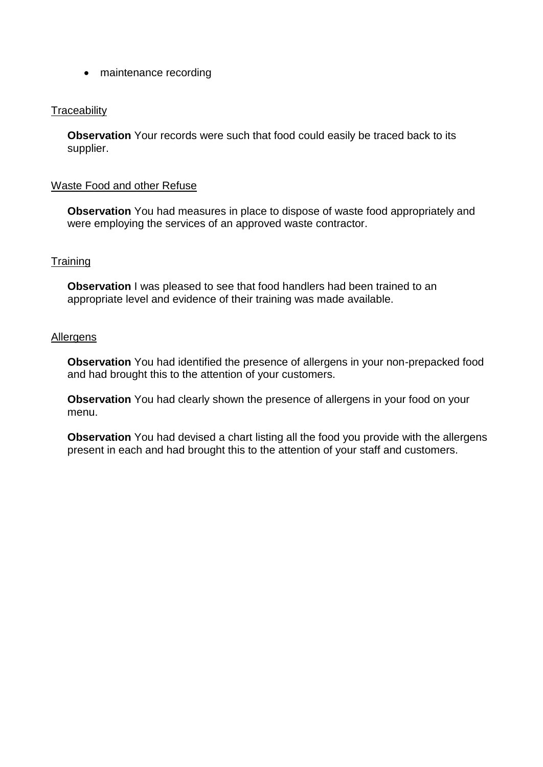- maintenance recording

Traceability

**Observation** Your records were such that food could easily be traced back to its supplier.

Waste Food and other Refuse

**Observation** You had measures in place to dispose of waste food appropriately and were employing the services of an approved waste contractor.

Training

**Observation** I was pleased to see that food handlers had been trained to an appropriate level and evidence of their training was made available.

Allergens

**Observation** You had identified the presence of allergens in your non-prepacked food and had brought this to the attention of your customers.

**Observation** You had clearly shown the presence of allergens in your food on your menu.

**Observation** You had devised a chart listing all the food you provide with the allergens present in each and had brought this to the attention of your staff and customers.